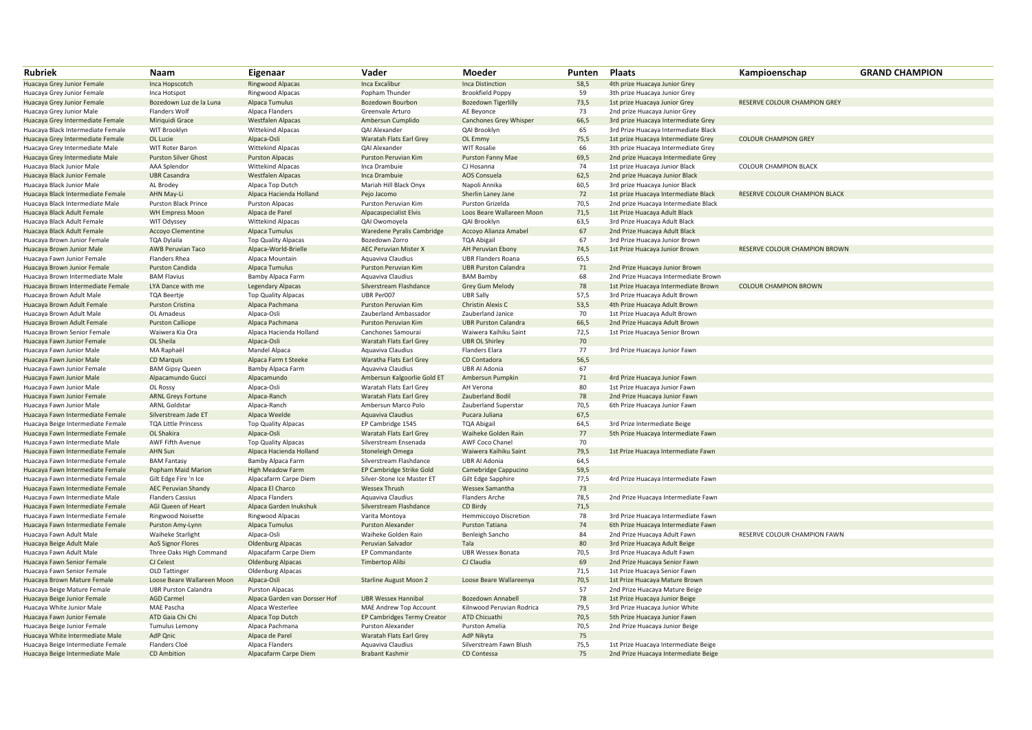| Rubriek | Naam | Eigenaar | Vader | Moeder | Punten | Plaats | Kampioenschap | GRAND CHAMPION |
|---|---|---|---|---|---|---|---|---|
| Huacaya Grey Junior Female | Inca Hopscotch | Ringwood Alpacas | Inca Excalibur | Inca Distinction | 58,5 | 4th prize Huacaya Junior Grey | | |
| Huacaya Grey Junior Female | Inca Hotspot | Ringwood Alpacas | Popham Thunder | Brookfield Poppy | 59 | 3th prize Huacaya Junior Grey | | |
| Huacaya Grey Junior Female | Bozedown Luz de la Luna | Alpaca Tumulus | Bozedown Bourbon | Bozedown Tigerlilly | 73,5 | 1st prize Huacaya Junior Grey | RESERVE COLOUR CHAMPION GREY | |
| Huacaya Grey Junior Male | Flanders Wolf | Alpaca Flanders | Greenvale Arturo | AE Beyonce | 73 | 2nd prize Huacaya Junior Grey | | |
| Huacaya Grey Intermediate Female | Miriquidi Grace | Westfalen Alpacas | Ambersun Cumplido | Canchones Grey Whisper | 66,5 | 3rd prize Huacaya Intermediate Grey | | |
| Huacaya Black Intermediate Female | WIT Brooklyn | Wittekind Alpacas | QAI Alexander | QAI Brooklyn | 65 | 3rd Prize Huacaya Intermediate Black | | |
| Huacaya Grey Intermediate Female | OL Lucie | Alpaca-Osli | Waratah Flats Earl Grey | OL Emmy | 75,5 | 1st prize Huacaya Intermediate Grey | COLOUR CHAMPION GREY | |
| Huacaya Grey Intermediate Male | WIT Roter Baron | Wittekind Alpacas | QAI Alexander | WIT Rosalie | 66 | 3th prize Huacaya Intermediate Grey | | |
| Huacaya Grey Intermediate Male | Purston Silver Ghost | Purston Alpacas | Purston Peruvian Kim | Purston Fanny Mae | 69,5 | 2nd prize Huacaya Intermediate Grey | | |
| Huacaya Black Junior Male | AAA Splendor | Wittekind Alpacas | Inca Drambuie | CJ Hosanna | 74 | 1st prize Huacaya Junior Black | COLOUR CHAMPION BLACK | |
| Huacaya Black Junior Female | UBR Casandra | Westfalen Alpacas | Inca Drambuie | AOS Consuela | 62,5 | 2nd prize Huacaya Junior Black | | |
| Huacaya Black Junior Male | AL Brodey | Alpaca Top Dutch | Mariah Hill Black Onyx | Napoli Annika | 60,5 | 3rd prize Huacaya Junior Black | | |
| Huacaya Black Intermediate Female | AHN May-Li | Alpaca Hacienda Holland | Pejo Jacomo | Sherlin Laney Jane | 72 | 1st prize Huacaya Intermediate Black | RESERVE COLOUR CHAMPION BLACK | |
| Huacaya Black Intermediate Male | Purston Black Prince | Purston Alpacas | Purston Peruvian Kim | Purston Grizelda | 70,5 | 2nd prize Huacaya Intermediate Black | | |
| Huacaya Black Adult Female | WH Empress Moon | Alpaca de Parel | Alpacaspecialist Elvis | Loos Beare Wallareen Moon | 71,5 | 1st Prize Huacaya Adult Black | | |
| Huacaya Black Adult Female | WIT Odyssey | Wittekind Alpacas | QAI Owomoyela | QAI Brooklyn | 63,5 | 3rd Prize Huacaya Adult Black | | |
| Huacaya Black Adult Female | Accoyo Clementine | Alpaca Tumulus | Waredene Pyralis Cambridge | Accoyo Alianza Amabel | 67 | 2nd Prize Huacaya Adult Black | | |
| Huacaya Brown Junior Female | TQA Dylaila | Top Quality Alpacas | Bozedown Zorro | TQA Abigail | 67 | 3rd Prize Huacaya Junior Brown | | |
| Huacaya Brown Junior Male | AWB Peruvian Taco | Alpaca-World-Brielle | AEC Peruvian Mister X | AH Peruvian Ebony | 74,5 | 1st Prize Huacaya Junior Brown | RESERVE COLOUR CHAMPION BROWN | |
| Huacaya Fawn Junior Female | Flanders Rhea | Alpaca Mountain | Aquaviva Claudius | UBR Flanders Roana | 65,5 | | | |
| Huacaya Brown Junior Female | Purston Candida | Alpaca Tumulus | Purston Peruvian Kim | UBR Purston Calandra | 71 | 2nd Prize Huacaya Junior Brown | | |
| Huacaya Brown Intermediate Male | BAM Flavius | Bamby Alpaca Farm | Aquaviva Claudius | BAM Bamby | 68 | 2nd Prize Huacaya Intermediate Brown | | |
| Huacaya Brown Intermediate Female | LYA Dance with me | Legendary Alpacas | Silverstream Flashdance | Grey Gum Melody | 78 | 1st Prize Huacaya Intermediate Brown | COLOUR CHAMPION BROWN | |
| Huacaya Brown Adult Female | TQA Beertje | Top Quality Alpacas | UBR Per007 | UBR Sally | 57,5 | 3rd Prize Huacaya Adult Brown | | |
| Huacaya Brown Adult Female | Purston Cristina | Alpaca Pachmana | Purston Peruvian Kim | Christin Alexis C | 53,5 | 4th Prize Huacaya Adult Brown | | |
| Huacaya Brown Adult Male | OL Amadeus | Alpaca-Osli | Zauberland Ambassador | Zauberland Janice | 70 | 1st Prize Huacaya Adult Brown | | |
| Huacaya Brown Adult Female | Purston Calliope | Alpaca Pachmana | Purston Peruvian Kim | UBR Purston Calandra | 66,5 | 2nd Prize Huacaya Adult Brown | | |
| Huacaya Brown Senior Female | Waiwera Kia Ora | Alpaca Hacienda Holland | Canchones Samourai | Waiwera Kaihiku Saint | 72,5 | 1st Prize Huacaya Senior Brown | | |
| Huacaya Fawn Junior Female | OL Sheila | Alpaca-Osli | Waratah Flats Earl Grey | UBR OL Shirley | 70 | | | |
| Huacaya Fawn Junior Male | MA Raphaël | Mandel Alpaca | Aquaviva Claudius | Flanders Elara | 77 | 3rd Prize Huacaya Junior Fawn | | |
| Huacaya Fawn Junior Male | CD Marquis | Alpaca Farm t Steeke | Waratha Flats Earl Grey | CD Contadora | 56,5 | | | |
| Huacaya Fawn Junior Female | BAM Gipsy Queen | Bamby Alpaca Farm | Aquaviva Claudius | UBR Al Adonia | 67 | | | |
| Huacaya Fawn Junior Male | Alpacamundo Gucci | Alpacamundo | Ambersun Kalgoorlie Gold ET | Ambersun Pumpkin | 71 | 4rd Prize Huacaya Junior Fawn | | |
| Huacaya Fawn Junior Male | OL Rossy | Alpaca-Osli | Waratah Flats Earl Grey | AH Verona | 80 | 1st Prize Huacaya Junior Fawn | | |
| Huacaya Fawn Junior Female | ARNL Greys Fortune | Alpaca-Ranch | Waratah Flats Earl Grey | Zauberland Bodil | 78 | 2nd Prize Huacaya Junior Fawn | | |
| Huacaya Fawn Junior Male | ARNL Goldstar | Alpaca-Ranch | Ambersun Marco Polo | Zauberland Superstar | 70,5 | 6th Prize Huacaya Junior Fawn | | |
| Huacaya Fawn Intermediate Female | Silverstream Jade ET | Alpaca Weelde | Aquaviva Claudius | Pucara Juliana | 67,5 | | | |
| Huacaya Beige Intermediate Female | TQA Little Princess | Top Quality Alpacas | EP Cambridge 1545 | TQA Abigail | 64,5 | 3rd Prize Intermediate Beige | | |
| Huacaya Fawn Intermediate Female | OL Shakira | Alpaca-Osli | Waratah Flats Earl Grey | Waiheke Golden Rain | 77 | 5th Prize Huacaya Intermediate Fawn | | |
| Huacaya Fawn Intermediate Male | AWF Fifth Avenue | Top Quality Alpacas | Silverstream Ensenada | AWF Coco Chanel | 70 | | | |
| Huacaya Fawn Intermediate Female | AHN Sun | Alpaca Hacienda Holland | Stoneleigh Omega | Waiwera Kaihiku Saint | 79,5 | 1st Prize Huacaya Intermediate Fawn | | |
| Huacaya Fawn Intermediate Female | BAM Fantasy | Bamby Alpaca Farm | Silverstream Flashdance | UBR Al Adonia | 64,5 | | | |
| Huacaya Fawn Intermediate Female | Popham Maid Marion | High Meadow Farm | EP Cambridge Strike Gold | Camebridge Cappucino | 59,5 | | | |
| Huacaya Fawn Intermediate Female | Gilt Edge Fire 'n Ice | Alpacafarm Carpe Diem | Silver-Stone Ice Master ET | Gilt Edge Sapphire | 77,5 | 4rd Prize Huacaya Intermediate Fawn | | |
| Huacaya Fawn Intermediate Female | AEC Peruvian Shandy | Alpaca El Charco | Wessex Thrush | Wessex Samantha | 73 | | | |
| Huacaya Fawn Intermediate Male | Flanders Cassius | Alpaca Flanders | Aquaviva Claudius | Flanders Arche | 78,5 | 2nd Prize Huacaya Intermediate Fawn | | |
| Huacaya Fawn Intermediate Female | AGI Queen of Heart | Alpaca Garden Inukshuk | Silverstream Flashdance | CD Birdy | 71,5 | | | |
| Huacaya Fawn Intermediate Female | Ringwood Noisette | Ringwood Alpacas | Varita Montoya | Hemmiccoyo Discretion | 78 | 3rd Prize Huacaya Intermediate Fawn | | |
| Huacaya Fawn Intermediate Female | Purston Amy-Lynn | Alpaca Tumulus | Purston Alexander | Purston Tatiana | 74 | 6th Prize Huacaya Intermediate Fawn | | |
| Huacaya Fawn Adult Male | Waiheke Starlight | Alpaca-Osli | Waiheke Golden Rain | Benleigh Sancho | 84 | 2nd Prize Huacaya Adult Fawn | RESERVE COLOUR CHAMPION FAWN | |
| Huacaya Beige Adult Male | AoS Signor Flores | Oldenburg Alpacas | Peruvian Salvador | Tala | 80 | 3rd Prize Huacaya Adult Beige | | |
| Huacaya Fawn Adult Male | Three Oaks High Command | Alpacafarm Carpe Diem | EP Commandante | UBR Wessex Bonata | 70,5 | 3rd Prize Huacaya Adult Fawn | | |
| Huacaya Fawn Senior Female | CJ Celest | Oldenburg Alpacas | Timbertop Alibi | CJ Claudia | 69 | 2nd Prize Huacaya Senior Fawn | | |
| Huacaya Fawn Senior Female | OLD Tattinger | Oldenburg Alpacas | | | 71,5 | 1st Prize Huacaya Senior Fawn | | |
| Huacaya Brown Mature Female | Loose Beare Wallareen Moon | Alpaca-Osli | Starline August Moon 2 | Loose Beare Wallareenya | 70,5 | 1st Prize Huacaya Mature Brown | | |
| Huacaya Beige Mature Female | UBR Purston Calandra | Purston Alpacas | | | 57 | 2nd Prize Huacaya Mature Beige | | |
| Huacaya Beige Junior Female | AGD Carmel | Alpaca Garden van Dorsser Hof | UBR Wessex Hannibal | Bozedown Annabell | 78 | 1st Prize Huacaya Junior Beige | | |
| Huacaya White Junior Male | MAE Pascha | Alpaca Westerlee | MAE Andrew Top Account | Kilnwood Peruvian Rodrica | 79,5 | 3rd Prize Huacaya Junior White | | |
| Huacaya Fawn Junior Female | ATD Gaia Chi Chi | Alpaca Top Dutch | EP Cambridges Termy Creator | ATD Chicuathi | 70,5 | 5th Prize Huacaya Junior Fawn | | |
| Huacaya Beige Junior Female | Tumulus Lemony | Alpaca Pachmana | Purston Alexander | Purston Amelia | 70,5 | 2nd Prize Huacaya Junior Beige | | |
| Huacaya White Intermediate Male | AdP Qnic | Alpaca de Parel | Waratah Flats Earl Grey | AdP Nikyta | 75 | | | |
| Huacaya Beige Intermediate Female | Flanders Cloë | Alpaca Flanders | Aquaviva Claudius | Silverstream Fawn Blush | 75,5 | 1st Prize Huacaya Intermediate Beige | | |
| Huacaya Beige Intermediate Male | CD Ambition | Alpacafarm Carpe Diem | Brabant Kashmir | CD Contessa | 75 | 2nd Prize Huacaya Intermediate Beige | | |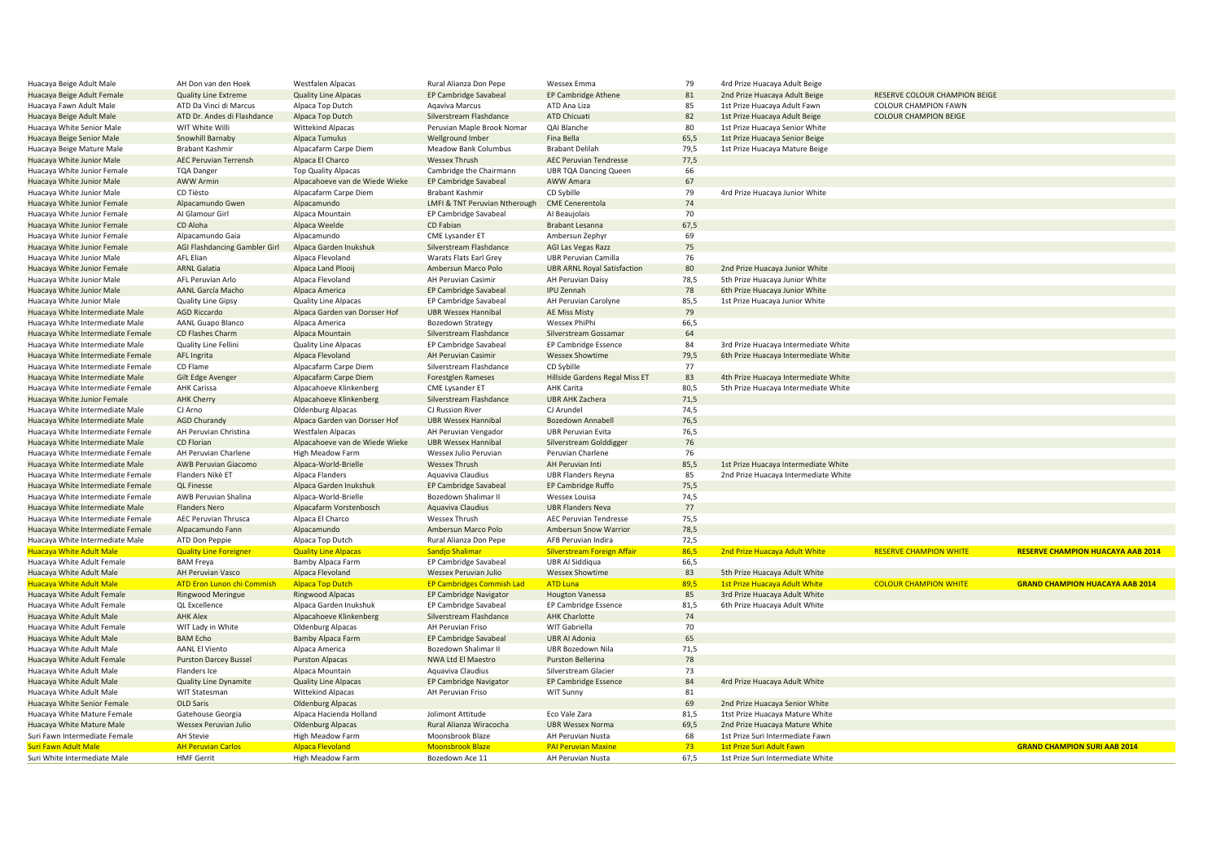| | | | | | | | | |
|---|---|---|---|---|---|---|---|---|
| Huacaya Beige Adult Male | AH Don van den Hoek | Westfalen Alpacas | Rural Alianza Don Pepe | Wessex Emma | 79 | 4rd Prize Huacaya Adult Beige | | |
| Huacaya Beige Adult Female | Quality Line Extreme | Quality Line Alpacas | EP Cambridge Savabeal | EP Cambridge Athene | 81 | 2nd Prize Huacaya Adult Beige | RESERVE COLOUR CHAMPION BEIGE | |
| Huacaya Fawn Adult Male | ATD Da Vinci di Marcus | Alpaca Top Dutch | Aqaviva Marcus | ATD Ana Liza | 85 | 1st Prize Huacaya Adult Fawn | COLOUR CHAMPION FAWN | |
| Huacaya Beige Adult Male | ATD Dr. Andes di Flashdance | Alpaca Top Dutch | Silverstream Flashdance | ATD Chicuati | 82 | 1st Prize Huacaya Adult Beige | COLOUR CHAMPION BEIGE | |
| Huacaya White Senior Male | WIT White Willi | Wittekind Alpacas | Peruvian Maple Brook Nomar | QAI Blanche | 80 | 1st Prize Huacaya Senior White | | |
| Huacaya Beige Senior Male | Snowhill Barnaby | Alpaca Tumulus | Wellground Imber | Fina Bella | 65,5 | 1st Prize Huacaya Senior Beige | | |
| Huacaya Beige Mature Male | Brabant Kashmir | Alpacafarm Carpe Diem | Meadow Bank Columbus | Brabant Delilah | 79,5 | 1st Prize Huacaya Mature Beige | | |
| Huacaya White Junior Male | AEC Peruvian Terrensh | Alpaca El Charco | Wessex Thrush | AEC Peruvian Tendresse | 77,5 | | | |
| Huacaya White Junior Female | TQA Danger | Top Quality Alpacas | Cambridge the Chairmann | UBR TQA Dancing Queen | 66 | | | |
| Huacaya White Junior Male | AWW Armin | Alpacahoeve van de Wiede Wieke | EP Cambridge Savabeal | AWW Amara | 67 | | | |
| Huacaya White Junior Male | CD Tiësto | Alpacafarm Carpe Diem | Brabant Kashmir | CD Sybille | 79 | 4rd Prize Huacaya Junior White | | |
| Huacaya White Junior Female | Alpacamundo Gwen | Alpacamundo | LMFI & TNT Peruvian Ntherough | CME Cenerentola | 74 | | | |
| Huacaya White Junior Female | AI Glamour Girl | Alpaca Mountain | EP Cambridge Savabeal | AI Beaujolais | 70 | | | |
| Huacaya White Junior Female | CD Aloha | Alpaca Weelde | CD Fabian | Brabant Lesanna | 67,5 | | | |
| Huacaya White Junior Female | Alpacamundo Gaia | Alpacamundo | CME Lysander ET | Ambersun Zephyr | 69 | | | |
| Huacaya White Junior Female | AGI Flashdancing Gambler Girl | Alpaca Garden Inukshuk | Silverstream Flashdance | AGI Las Vegas Razz | 75 | | | |
| Huacaya White Junior Male | AFL Elian | Alpaca Flevoland | Warats Flats Earl Grey | UBR Peruvian Camilla | 76 | | | |
| Huacaya White Junior Female | ARNL Galatia | Alpaca Land Plooij | Ambersun Marco Polo | UBR ARNL Royal Satisfaction | 80 | 2nd Prize Huacaya Junior White | | |
| Huacaya White Junior Male | AFL Peruvian Arlo | Alpaca Flevoland | AH Peruvian Casimir | AH Peruvian Daisy | 78,5 | 5th Prize Huacaya Junior White | | |
| Huacaya White Junior Male | AANL García Macho | Alpaca America | EP Cambridge Savabeal | IPU Zennah | 78 | 6th Prize Huacaya Junior White | | |
| Huacaya White Junior Male | Quality Line Gipsy | Quality Line Alpacas | EP Cambridge Savabeal | AH Peruvian Carolyne | 85,5 | 1st Prize Huacaya Junior White | | |
| Huacaya White Intermediate Male | AGD Riccardo | Alpaca Garden van Dorsser Hof | UBR Wessex Hannibal | AE Miss Misty | 79 | | | |
| Huacaya White Intermediate Male | AANL Guapo Blanco | Alpaca America | Bozedown Strategy | Wessex PhiPhi | 66,5 | | | |
| Huacaya White Intermediate Female | CD Flashes Charm | Alpaca Mountain | Silverstream Flashdance | Silverstream Gossamar | 64 | | | |
| Huacaya White Intermediate Male | Quality Line Fellini | Quality Line Alpacas | EP Cambridge Savabeal | EP Cambridge Essence | 84 | 3rd Prize Huacaya Intermediate White | | |
| Huacaya White Intermediate Female | AFL Ingrita | Alpaca Flevoland | AH Peruvian Casimir | Wessex Showtime | 79,5 | 6th Prize Huacaya Intermediate White | | |
| Huacaya White Intermediate Female | CD Flame | Alpacafarm Carpe Diem | Silverstream Flashdance | CD Sybille | 77 | | | |
| Huacaya White Intermediate Male | Gilt Edge Avenger | Alpacafarm Carpe Diem | Forestglen Rameses | Hillside Gardens Regal Miss ET | 83 | 4th Prize Huacaya Intermediate White | | |
| Huacaya White Intermediate Female | AHK Carissa | Alpacahoeve Klinkenberg | CME Lysander ET | AHK Carita | 80,5 | 5th Prize Huacaya Intermediate White | | |
| Huacaya White Junior Female | AHK Cherry | Alpacahoeve Klinkenberg | Silverstream Flashdance | UBR AHK Zachera | 71,5 | | | |
| Huacaya White Intermediate Male | CJ Arno | Oldenburg Alpacas | CJ Russion River | CJ Arundel | 74,5 | | | |
| Huacaya White Intermediate Male | AGD Churandy | Alpaca Garden van Dorsser Hof | UBR Wessex Hannibal | Bozedown Annabell | 76,5 | | | |
| Huacaya White Intermediate Female | AH Peruvian Christina | Westfalen Alpacas | AH Peruvian Vengador | UBR Peruvian Evita | 76,5 | | | |
| Huacaya White Intermediate Male | CD Florian | Alpacahoeve van de Wiede Wieke | UBR Wessex Hannibal | Silverstream Golddigger | 76 | | | |
| Huacaya White Intermediate Female | AH Peruvian Charlene | High Meadow Farm | Wessex Julio Peruvian | Peruvian Charlene | 76 | | | |
| Huacaya White Intermediate Male | AWB Peruvian Giacomo | Alpaca-World-Brielle | Wessex Thrush | AH Peruvian Inti | 85,5 | 1st Prize Huacaya Intermediate White | | |
| Huacaya White Intermediate Female | Flanders Nikè ET | Alpaca Flanders | Aquaviva Claudius | UBR Flanders Reyna | 85 | 2nd Prize Huacaya Intermediate White | | |
| Huacaya White Intermediate Female | QL Finesse | Alpaca Garden Inukshuk | EP Cambridge Savabeal | EP Cambridge Ruffo | 75,5 | | | |
| Huacaya White Intermediate Female | AWB Peruvian Shalina | Alpaca-World-Brielle | Bozedown Shalimar II | Wessex Louisa | 74,5 | | | |
| Huacaya White Intermediate Male | Flanders Nero | Alpacafarm Vorstenbosch | Aquaviva Claudius | UBR Flanders Neva | 77 | | | |
| Huacaya White Intermediate Female | AEC Peruvian Thrusca | Alpaca El Charco | Wessex Thrush | AEC Peruvian Tendresse | 75,5 | | | |
| Huacaya White Intermediate Female | Alpacamundo Fann | Alpacamundo | Ambersun Marco Polo | Ambersun Snow Warrior | 78,5 | | | |
| Huacaya White Intermediate Male | ATD Don Peppie | Alpaca Top Dutch | Rural Alianza Don Pepe | AFB Peruvian Indira | 72,5 | | | |
| Huacaya White Adult Male | Quality Line Foreigner | Quality Line Alpacas | Sandjo Shalimar | Silverstream Foreign Affair | 86,5 | 2nd Prize Huacaya Adult White | RESERVE CHAMPION WHITE | RESERVE CHAMPION HUACAYA AAB 2014 |
| Huacaya White Adult Female | BAM Freya | Bamby Alpaca Farm | EP Cambridge Savabeal | UBR AI Siddiqua | 66,5 | | | |
| Huacaya White Adult Male | AH Peruvian Vasco | Alpaca Flevoland | Wessex Peruvian Julio | Wessex Showtime | 83 | 5th Prize Huacaya Adult White | | |
| Huacaya White Adult Male | ATD Eron Lunon chi Commish | Alpaca Top Dutch | EP Cambridges Commish Lad | ATD Luna | 89,5 | 1st Prize Huacaya Adult White | COLOUR CHAMPION WHITE | GRAND CHAMPION HUACAYA AAB 2014 |
| Huacaya White Adult Female | Ringwood Meringue | Ringwood Alpacas | EP Cambridge Navigator | Hougton Vanessa | 85 | 3rd Prize Huacaya Adult White | | |
| Huacaya White Adult Female | QL Excellence | Alpaca Garden Inukshuk | EP Cambridge Savabeal | EP Cambridge Essence | 81,5 | 6th Prize Huacaya Adult White | | |
| Huacaya White Adult Male | AHK Alex | Alpacahoeve Klinkenberg | Silverstream Flashdance | AHK Charlotte | 74 | | | |
| Huacaya White Adult Female | WIT Lady in White | Oldenburg Alpacas | AH Peruvian Friso | WIT Gabriella | 70 | | | |
| Huacaya White Adult Male | BAM Echo | Bamby Alpaca Farm | EP Cambridge Savabeal | UBR AI Adonia | 65 | | | |
| Huacaya White Adult Male | AANL El Viento | Alpaca America | Bozedown Shalimar II | UBR Bozedown Nila | 71,5 | | | |
| Huacaya White Adult Female | Purston Darcey Bussel | Purston Alpacas | NWA Ltd El Maestro | Purston Bellerina | 78 | | | |
| Huacaya White Adult Male | Flanders Ice | Alpaca Mountain | Aquaviva Claudius | Silverstream Glacier | 73 | | | |
| Huacaya White Adult Male | Quality Line Dynamite | Quality Line Alpacas | EP Cambridge Navigator | EP Cambridge Essence | 84 | 4rd Prize Huacaya Adult White | | |
| Huacaya White Adult Male | WIT Statesman | Wittekind Alpacas | AH Peruvian Friso | WIT Sunny | 81 | | | |
| Huacaya White Senior Female | OLD Saris | Oldenburg Alpacas | | | 69 | 2nd Prize Huacaya Senior White | | |
| Huacaya White Mature Female | Gatehouse Georgia | Alpaca Hacienda Holland | Jolimont Attitude | Eco Vale Zara | 81,5 | 1tst Prize Huacaya Mature White | | |
| Huacaya White Mature Male | Wessex Peruvian Julio | Oldenburg Alpacas | Rural Alianza Wiracocha | UBR Wessex Norma | 69,5 | 2nd Prize Huacaya Mature White | | |
| Suri Fawn Intermediate Female | AH Stevie | High Meadow Farm | Moonsbrook Blaze | AH Peruvian Nusta | 68 | 1st Prize Suri Intermediate Fawn | | |
| Suri Fawn Adult Male | AH Peruvian Carlos | Alpaca Flevoland | Moonsbrook Blaze | PAI Peruvian Maxine | 73 | 1st Prize Suri Adult Fawn | | GRAND CHAMPION SURI AAB 2014 |
| Suri White Intermediate Male | HMF Gerrit | High Meadow Farm | Bozedown Ace 11 | AH Peruvian Nusta | 67,5 | 1st Prize Suri Intermediate White | | |